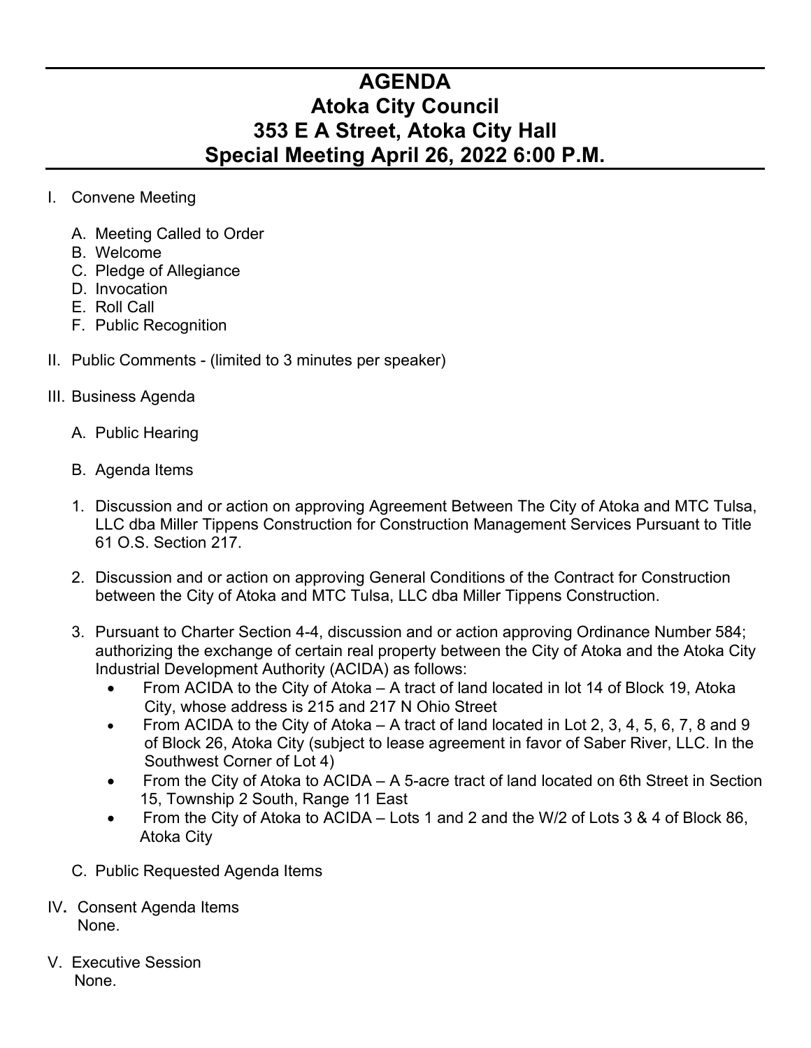# AGENDA
# Atoka City Council
# 353 E A Street, Atoka City Hall
# Special Meeting April 26, 2022 6:00 P.M.

I. Convene Meeting

   A. Meeting Called to Order
   B. Welcome
   C. Pledge of Allegiance
   D. Invocation
   E. Roll Call
   F. Public Recognition

II. Public Comments - (limited to 3 minutes per speaker)

III. Business Agenda

   A. Public Hearing

   B. Agenda Items

   1. Discussion and or action on approving Agreement Between The City of Atoka and MTC Tulsa, LLC dba Miller Tippens Construction for Construction Management Services Pursuant to Title 61 O.S. Section 217.

   2. Discussion and or action on approving General Conditions of the Contract for Construction between the City of Atoka and MTC Tulsa, LLC dba Miller Tippens Construction.

   3. Pursuant to Charter Section 4-4, discussion and or action approving Ordinance Number 584; authorizing the exchange of certain real property between the City of Atoka and the Atoka City Industrial Development Authority (ACIDA) as follows:
      - From ACIDA to the City of Atoka – A tract of land located in lot 14 of Block 19, Atoka City, whose address is 215 and 217 N Ohio Street
      - From ACIDA to the City of Atoka – A tract of land located in Lot 2, 3, 4, 5, 6, 7, 8 and 9 of Block 26, Atoka City (subject to lease agreement in favor of Saber River, LLC. In the Southwest Corner of Lot 4)
      - From the City of Atoka to ACIDA – A 5-acre tract of land located on 6th Street in Section 15, Township 2 South, Range 11 East
      - From the City of Atoka to ACIDA – Lots 1 and 2 and the W/2 of Lots 3 & 4 of Block 86, Atoka City

   C. Public Requested Agenda Items

IV. Consent Agenda Items
   None.

V. Executive Session
   None.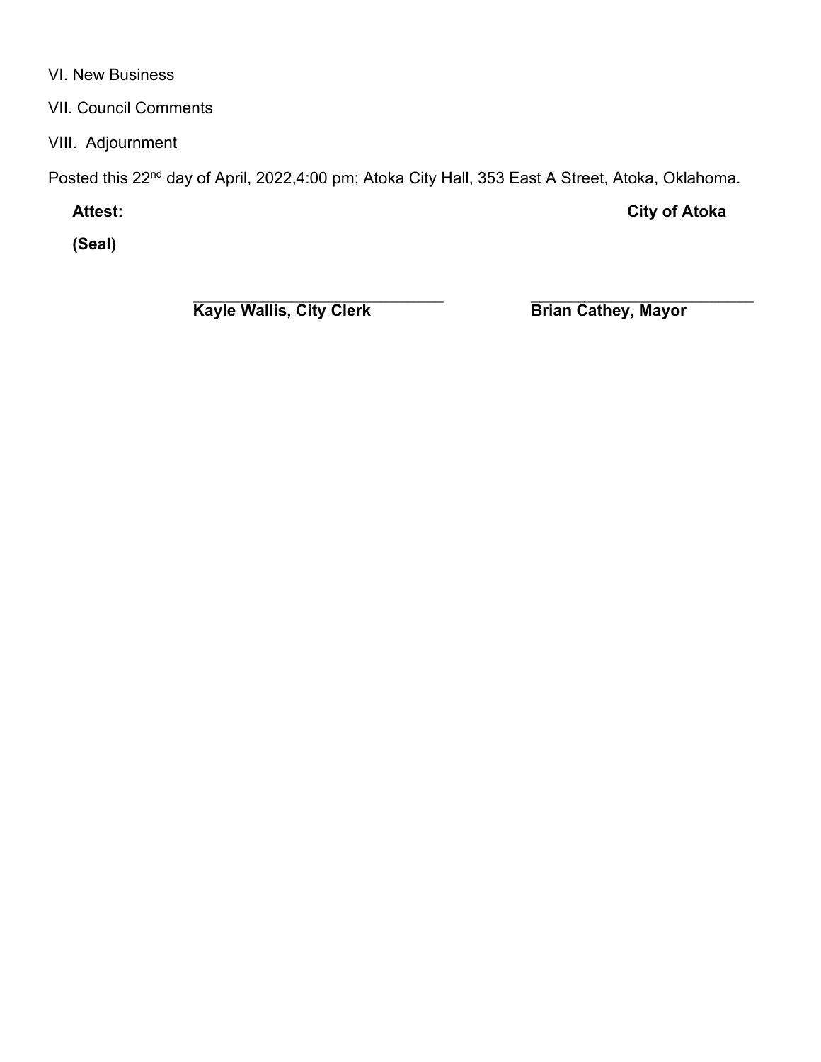VI. New Business

VII. Council Comments

VIII. Adjournment

Posted this 22nd day of April, 2022,4:00 pm; Atoka City Hall, 353 East A Street, Atoka, Oklahoma.

**Attest:** **City of Atoka**

**(Seal)**

______________________________ ______________________________

**Kayle Wallis, City Clerk** **Brian Cathey, Mayor**